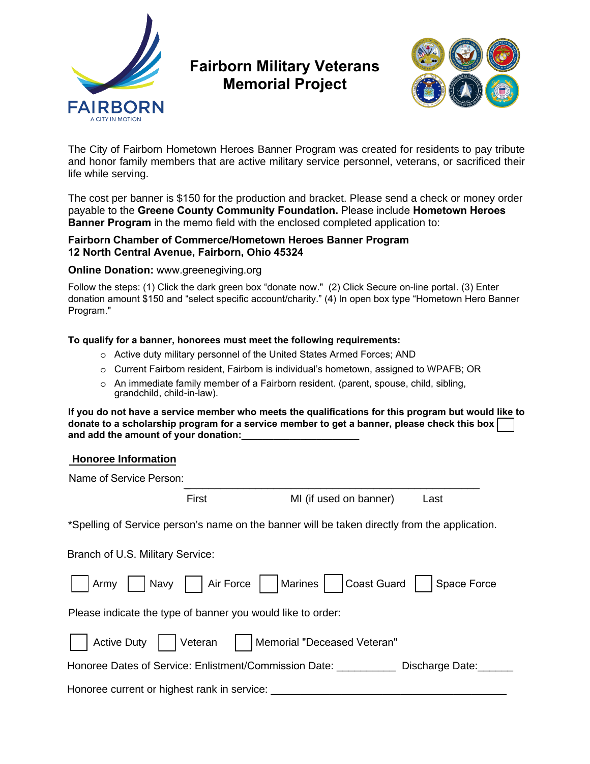FAIRBORN
A CITY IN MOTION

# Fairborn Military Veterans Memorial Project

The City of Fairborn Hometown Heroes Banner Program was created for residents to pay tribute and honor family members that are active military service personnel, veterans, or sacrificed their life while serving.

The cost per banner is $150 for the production and bracket. Please send a check or money order payable to the **Greene County Community Foundation.** Please include **Hometown Heroes Banner Program** in the memo field with the enclosed completed application to:

**Fairborn Chamber of Commerce/Hometown Heroes Banner Program**
**12 North Central Avenue, Fairborn, Ohio 45324**

**Online Donation:** www.greenegiving.org

Follow the steps: (1) Click the dark green box "donate now." (2) Click Secure on-line portal. (3) Enter donation amount $150 and "select specific account/charity." (4) In open box type "Hometown Hero Banner Program."

**To qualify for a banner, honorees must meet the following requirements:**

- Active duty military personnel of the United States Armed Forces; AND
- Current Fairborn resident, Fairborn is individual's hometown, assigned to WPAFB; OR
- An immediate family member of a Fairborn resident. (parent, spouse, child, sibling, grandchild, child-in-law).

**If you do not have a service member who meets the qualifications for this program but would like to donate to a scholarship program for a service member to get a banner, please check this box ☐ and add the amount of your donation:\_\_\_\_\_\_\_\_\_\_\_\_\_\_\_\_\_\_\_\_\_\_**

## Honoree Information

Name of Service Person: \_\_\_\_\_\_\_\_\_\_\_\_\_\_\_\_\_\_\_\_\_\_\_\_\_\_\_\_\_\_\_\_\_\_\_\_\_\_\_\_\_\_\_\_\_\_\_\_\_\_
First MI (if used on banner) Last

*Spelling of Service person's name on the banner will be taken directly from the application.

Branch of U.S. Military Service:

☐ Army ☐ Navy ☐ Air Force ☐ Marines ☐ Coast Guard ☐ Space Force

Please indicate the type of banner you would like to order:

☐ Active Duty ☐ Veteran ☐ Memorial "Deceased Veteran"

Honoree Dates of Service: Enlistment/Commission Date: \_\_\_\_\_\_\_\_\_\_ Discharge Date:\_\_\_\_\_\_

Honoree current or highest rank in service: \_\_\_\_\_\_\_\_\_\_\_\_\_\_\_\_\_\_\_\_\_\_\_\_\_\_\_\_\_\_\_\_\_\_\_\_\_\_\_\_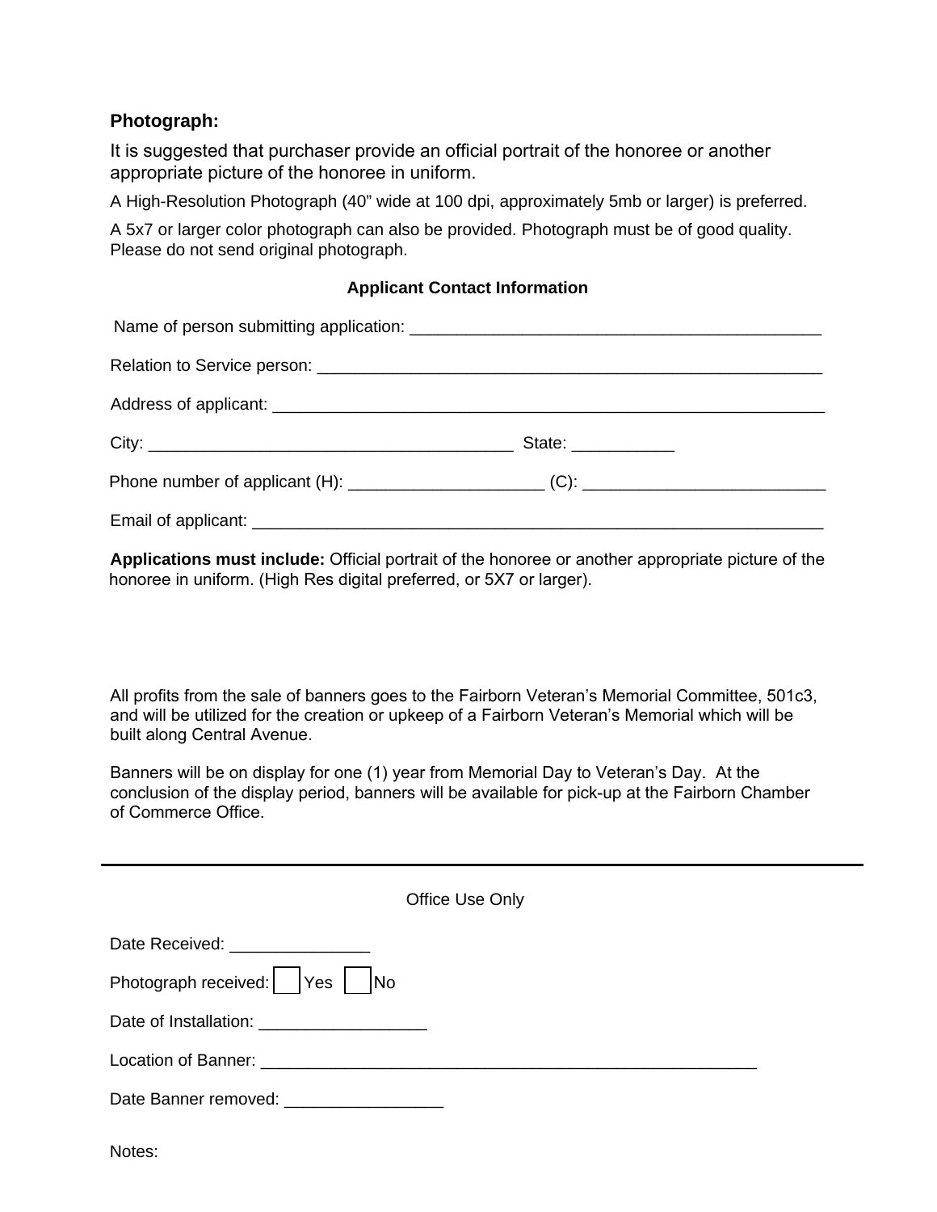**Photograph:**

It is suggested that purchaser provide an official portrait of the honoree or another appropriate picture of the honoree in uniform.

A High-Resolution Photograph (40" wide at 100 dpi, approximately 5mb or larger) is preferred.

A 5x7 or larger color photograph can also be provided. Photograph must be of good quality. Please do not send original photograph.

**Applicant Contact Information**

Name of person submitting application: ____________________________________________

Relation to Service person: ________________________________________________________

Address of applicant: _____________________________________________________________

City: ________________________________________ State: ___________

Phone number of applicant (H): _____________________ (C): __________________________

Email of applicant: _______________________________________________________________

**Applications must include:** Official portrait of the honoree or another appropriate picture of the honoree in uniform. (High Res digital preferred, or 5X7 or larger).

All profits from the sale of banners goes to the Fairborn Veteran's Memorial Committee, 501c3, and will be utilized for the creation or upkeep of a Fairborn Veteran's Memorial which will be built along Central Avenue.

Banners will be on display for one (1) year from Memorial Day to Veteran's Day. At the conclusion of the display period, banners will be available for pick-up at the Fairborn Chamber of Commerce Office.

---

Office Use Only

Date Received: _______________

Photograph received: ☐ Yes ☐ No

Date of Installation: __________________

Location of Banner: _______________________________________________________

Date Banner removed: _________________

Notes: